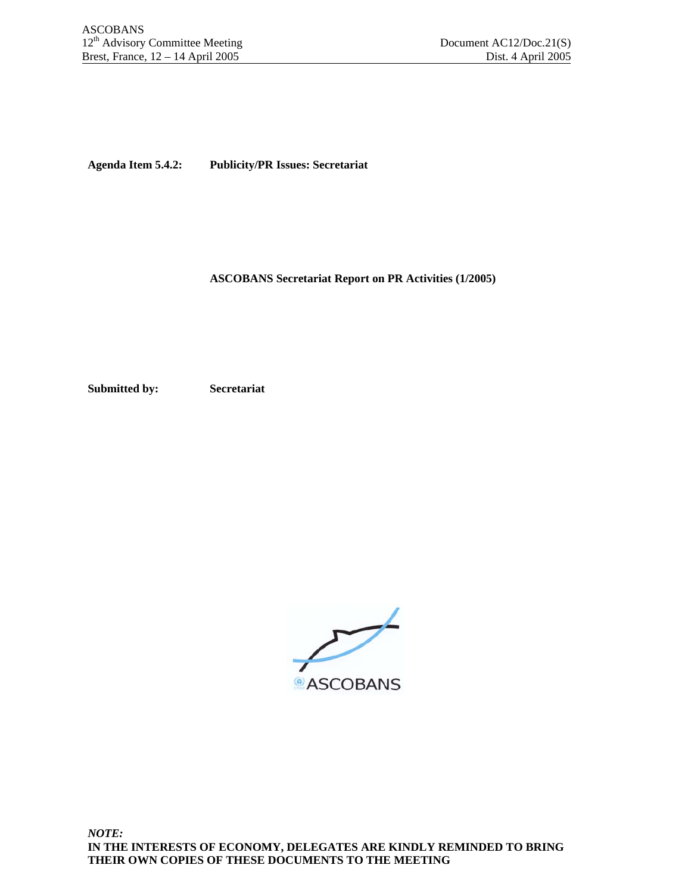ASCOBANS
12th Advisory Committee Meeting
Brest, France, 12 – 14 April 2005

Document AC12/Doc.21(S)
Dist. 4 April 2005

**Agenda Item 5.4.2:** **Publicity/PR Issues: Secretariat**

**ASCOBANS Secretariat Report on PR Activities (1/2005)**

**Submitted by:** **Secretariat**

***NOTE:***
**IN THE INTERESTS OF ECONOMY, DELEGATES ARE KINDLY REMINDED TO BRING THEIR OWN COPIES OF THESE DOCUMENTS TO THE MEETING**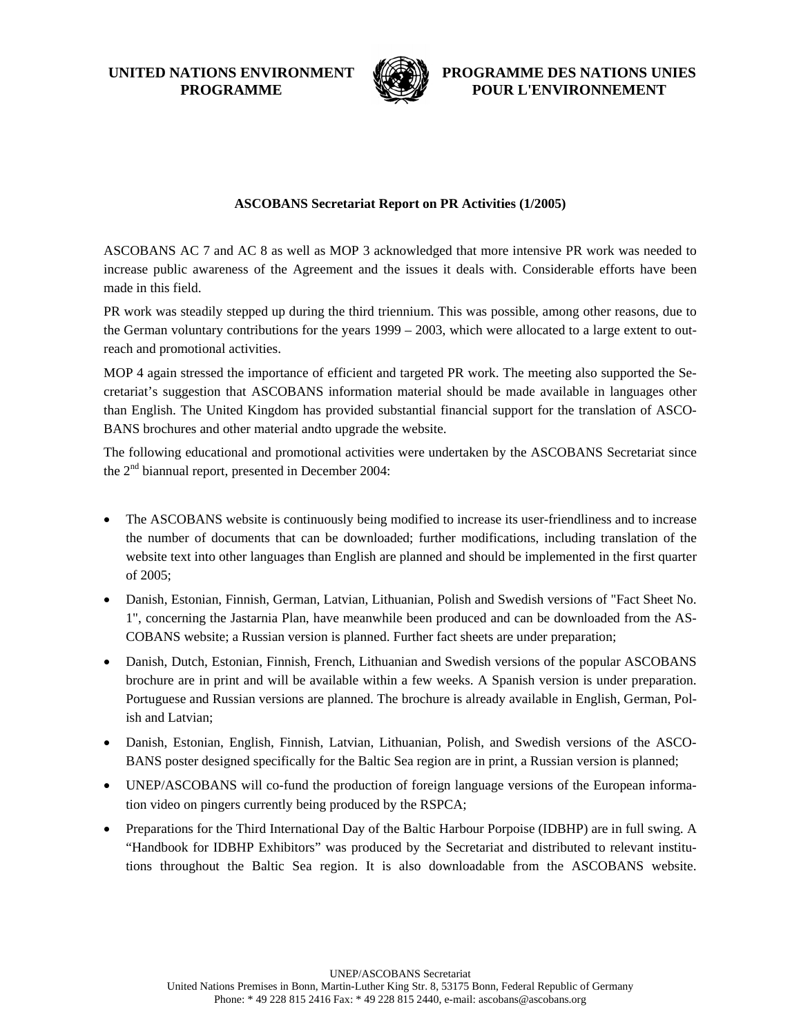UNITED NATIONS ENVIRONMENT PROGRAMME

PROGRAMME DES NATIONS UNIES POUR L'ENVIRONNEMENT

**ASCOBANS Secretariat Report on PR Activities (1/2005)**

ASCOBANS AC 7 and AC 8 as well as MOP 3 acknowledged that more intensive PR work was needed to increase public awareness of the Agreement and the issues it deals with. Considerable efforts have been made in this field.

PR work was steadily stepped up during the third triennium. This was possible, among other reasons, due to the German voluntary contributions for the years 1999 – 2003, which were allocated to a large extent to outreach and promotional activities.

MOP 4 again stressed the importance of efficient and targeted PR work. The meeting also supported the Secretariat's suggestion that ASCOBANS information material should be made available in languages other than English. The United Kingdom has provided substantial financial support for the translation of ASCOBANS brochures and other material andto upgrade the website.

The following educational and promotional activities were undertaken by the ASCOBANS Secretariat since the 2nd biannual report, presented in December 2004:

- The ASCOBANS website is continuously being modified to increase its user-friendliness and to increase the number of documents that can be downloaded; further modifications, including translation of the website text into other languages than English are planned and should be implemented in the first quarter of 2005;
- Danish, Estonian, Finnish, German, Latvian, Lithuanian, Polish and Swedish versions of "Fact Sheet No. 1", concerning the Jastarnia Plan, have meanwhile been produced and can be downloaded from the ASCOBANS website; a Russian version is planned. Further fact sheets are under preparation;
- Danish, Dutch, Estonian, Finnish, French, Lithuanian and Swedish versions of the popular ASCOBANS brochure are in print and will be available within a few weeks. A Spanish version is under preparation. Portuguese and Russian versions are planned. The brochure is already available in English, German, Polish and Latvian;
- Danish, Estonian, English, Finnish, Latvian, Lithuanian, Polish, and Swedish versions of the ASCOBANS poster designed specifically for the Baltic Sea region are in print, a Russian version is planned;
- UNEP/ASCOBANS will co-fund the production of foreign language versions of the European information video on pingers currently being produced by the RSPCA;
- Preparations for the Third International Day of the Baltic Harbour Porpoise (IDBHP) are in full swing. A "Handbook for IDBHP Exhibitors" was produced by the Secretariat and distributed to relevant institutions throughout the Baltic Sea region. It is also downloadable from the ASCOBANS website.

UNEP/ASCOBANS Secretariat
United Nations Premises in Bonn, Martin-Luther King Str. 8, 53175 Bonn, Federal Republic of Germany
Phone: * 49 228 815 2416 Fax: * 49 228 815 2440, e-mail: ascobans@ascobans.org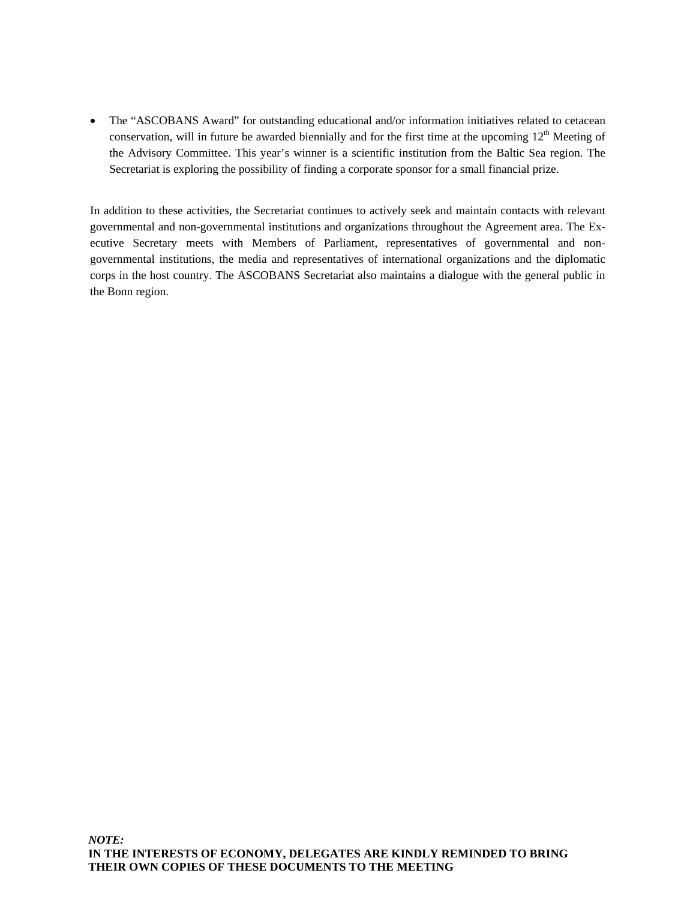- The "ASCOBANS Award" for outstanding educational and/or information initiatives related to cetacean conservation, will in future be awarded biennially and for the first time at the upcoming 12th Meeting of the Advisory Committee. This year's winner is a scientific institution from the Baltic Sea region. The Secretariat is exploring the possibility of finding a corporate sponsor for a small financial prize.

In addition to these activities, the Secretariat continues to actively seek and maintain contacts with relevant governmental and non-governmental institutions and organizations throughout the Agreement area. The Executive Secretary meets with Members of Parliament, representatives of governmental and non-governmental institutions, the media and representatives of international organizations and the diplomatic corps in the host country. The ASCOBANS Secretariat also maintains a dialogue with the general public in the Bonn region.

***NOTE:***
**IN THE INTERESTS OF ECONOMY, DELEGATES ARE KINDLY REMINDED TO BRING THEIR OWN COPIES OF THESE DOCUMENTS TO THE MEETING**